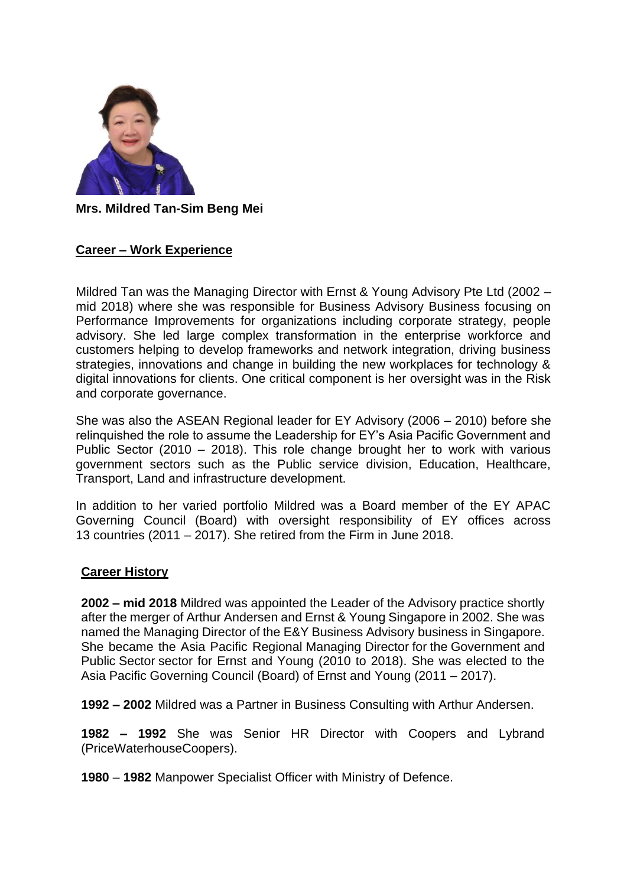**Mrs. Mildred Tan-Sim Beng Mei**

## Career – Work Experience

Mildred Tan was the Managing Director with Ernst & Young Advisory Pte Ltd (2002 – mid 2018) where she was responsible for Business Advisory Business focusing on Performance Improvements for organizations including corporate strategy, people advisory. She led large complex transformation in the enterprise workforce and customers helping to develop frameworks and network integration, driving business strategies, innovations and change in building the new workplaces for technology & digital innovations for clients. One critical component is her oversight was in the Risk and corporate governance.

She was also the ASEAN Regional leader for EY Advisory (2006 – 2010) before she relinquished the role to assume the Leadership for EY's Asia Pacific Government and Public Sector (2010 – 2018). This role change brought her to work with various government sectors such as the Public service division, Education, Healthcare, Transport, Land and infrastructure development.

In addition to her varied portfolio Mildred was a Board member of the EY APAC Governing Council (Board) with oversight responsibility of EY offices across 13 countries (2011 – 2017). She retired from the Firm in June 2018.

## Career History

**2002 – mid 2018** Mildred was appointed the Leader of the Advisory practice shortly after the merger of Arthur Andersen and Ernst & Young Singapore in 2002. She was named the Managing Director of the E&Y Business Advisory business in Singapore. She became the Asia Pacific Regional Managing Director for the Government and Public Sector sector for Ernst and Young (2010 to 2018). She was elected to the Asia Pacific Governing Council (Board) of Ernst and Young (2011 – 2017).

**1992 – 2002** Mildred was a Partner in Business Consulting with Arthur Andersen.

**1982 – 1992** She was Senior HR Director with Coopers and Lybrand (PriceWaterhouseCoopers).

**1980** – **1982** Manpower Specialist Officer with Ministry of Defence.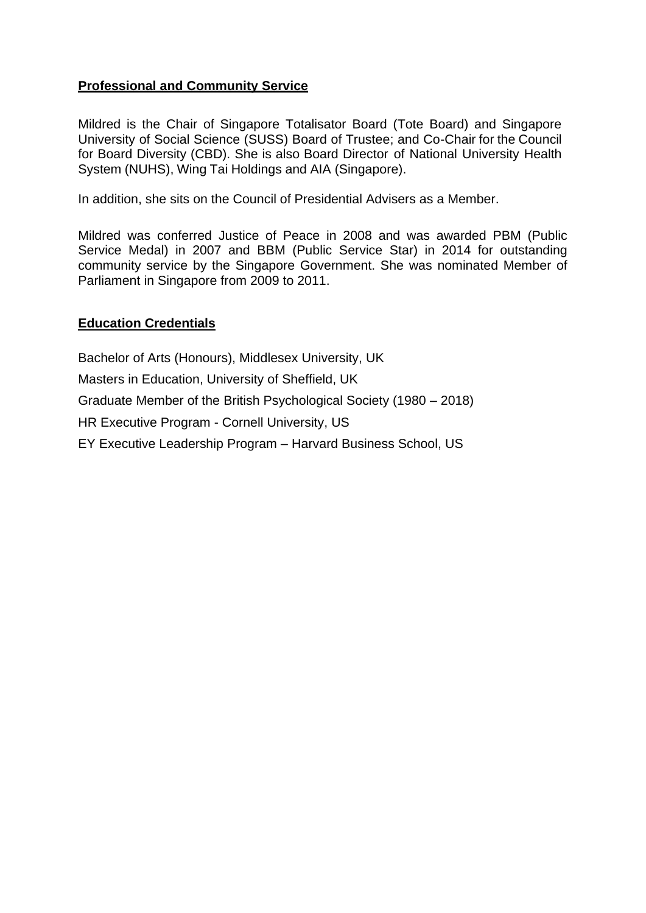**Professional and Community Service**

Mildred is the Chair of Singapore Totalisator Board (Tote Board) and Singapore University of Social Science (SUSS) Board of Trustee; and Co-Chair for the Council for Board Diversity (CBD). She is also Board Director of National University Health System (NUHS), Wing Tai Holdings and AIA (Singapore).

In addition, she sits on the Council of Presidential Advisers as a Member.

Mildred was conferred Justice of Peace in 2008 and was awarded PBM (Public Service Medal) in 2007 and BBM (Public Service Star) in 2014 for outstanding community service by the Singapore Government. She was nominated Member of Parliament in Singapore from 2009 to 2011.

**Education Credentials**

Bachelor of Arts (Honours), Middlesex University, UK

Masters in Education, University of Sheffield, UK

Graduate Member of the British Psychological Society (1980 – 2018)

HR Executive Program - Cornell University, US

EY Executive Leadership Program – Harvard Business School, US